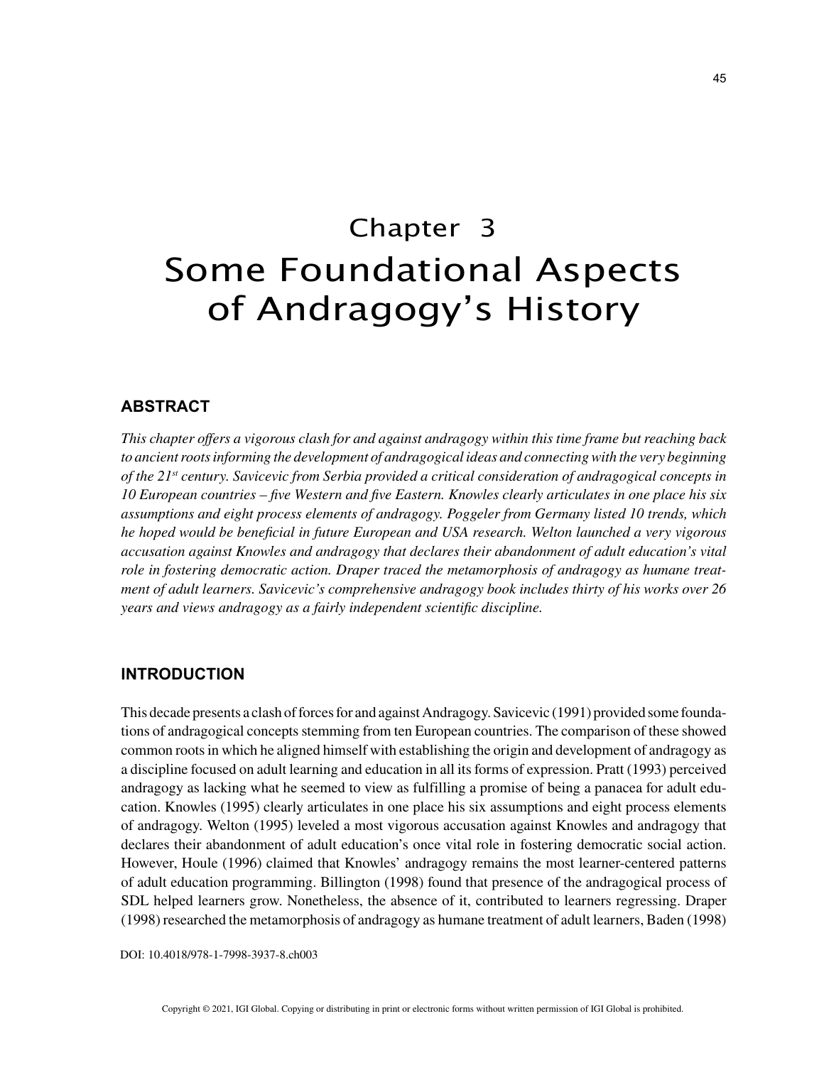# Chapter 3
# Some Foundational Aspects of Andragogy's History

## ABSTRACT

*This chapter offers a vigorous clash for and against andragogy within this time frame but reaching back to ancient roots informing the development of andragogical ideas and connecting with the very beginning of the 21st century. Savicevic from Serbia provided a critical consideration of andragogical concepts in 10 European countries – five Western and five Eastern. Knowles clearly articulates in one place his six assumptions and eight process elements of andragogy. Poggeler from Germany listed 10 trends, which he hoped would be beneficial in future European and USA research. Welton launched a very vigorous accusation against Knowles and andragogy that declares their abandonment of adult education's vital role in fostering democratic action. Draper traced the metamorphosis of andragogy as humane treatment of adult learners. Savicevic's comprehensive andragogy book includes thirty of his works over 26 years and views andragogy as a fairly independent scientific discipline.*

## INTRODUCTION

This decade presents a clash of forces for and against Andragogy. Savicevic (1991) provided some foundations of andragogical concepts stemming from ten European countries. The comparison of these showed common roots in which he aligned himself with establishing the origin and development of andragogy as a discipline focused on adult learning and education in all its forms of expression. Pratt (1993) perceived andragogy as lacking what he seemed to view as fulfilling a promise of being a panacea for adult education. Knowles (1995) clearly articulates in one place his six assumptions and eight process elements of andragogy. Welton (1995) leveled a most vigorous accusation against Knowles and andragogy that declares their abandonment of adult education's once vital role in fostering democratic social action. However, Houle (1996) claimed that Knowles' andragogy remains the most learner-centered patterns of adult education programming. Billington (1998) found that presence of the andragogical process of SDL helped learners grow. Nonetheless, the absence of it, contributed to learners regressing. Draper (1998) researched the metamorphosis of andragogy as humane treatment of adult learners, Baden (1998)

DOI: 10.4018/978-1-7998-3937-8.ch003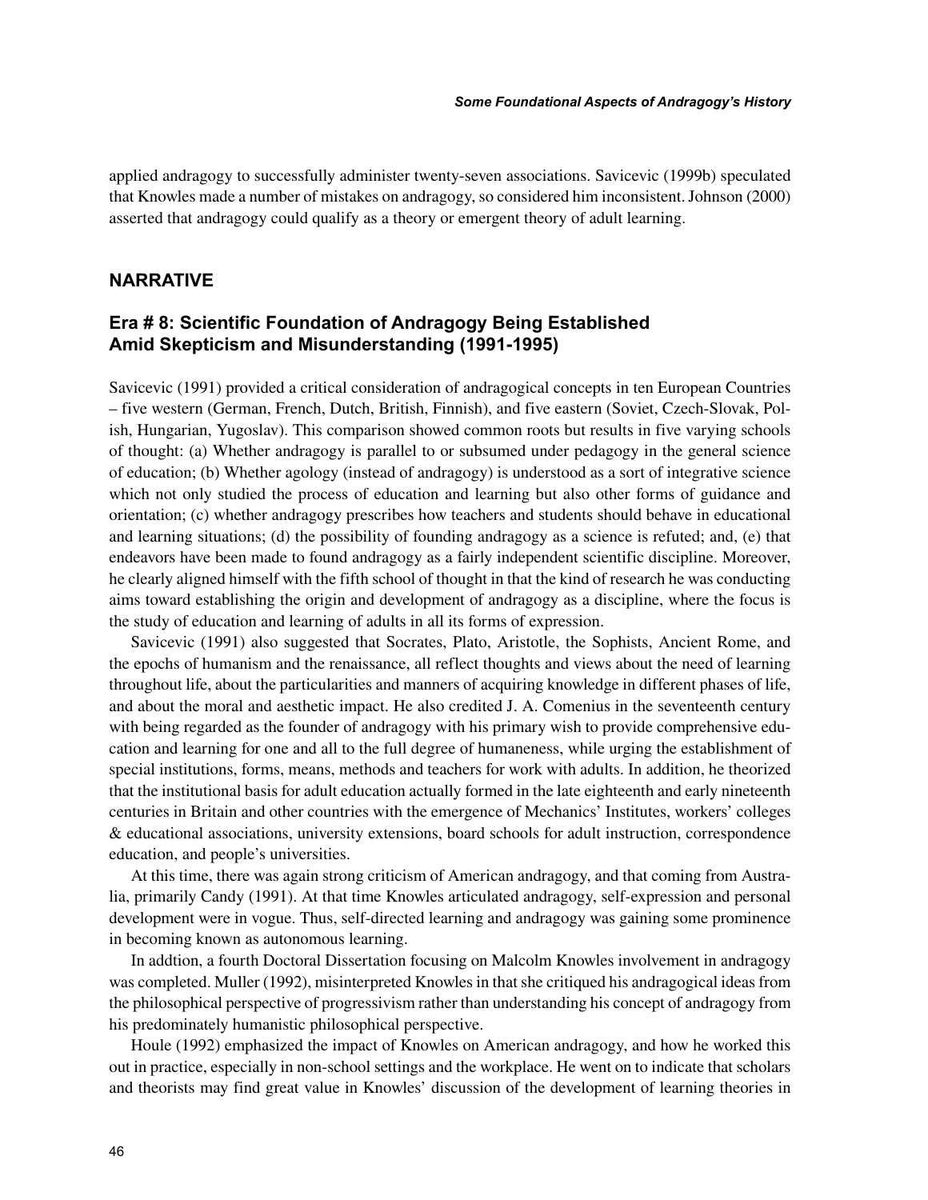applied andragogy to successfully administer twenty-seven associations. Savicevic (1999b) speculated that Knowles made a number of mistakes on andragogy, so considered him inconsistent. Johnson (2000) asserted that andragogy could qualify as a theory or emergent theory of adult learning.

## NARRATIVE

### Era # 8: Scientific Foundation of Andragogy Being Established Amid Skepticism and Misunderstanding (1991-1995)

Savicevic (1991) provided a critical consideration of andragogical concepts in ten European Countries – five western (German, French, Dutch, British, Finnish), and five eastern (Soviet, Czech-Slovak, Polish, Hungarian, Yugoslav). This comparison showed common roots but results in five varying schools of thought: (a) Whether andragogy is parallel to or subsumed under pedagogy in the general science of education; (b) Whether agology (instead of andragogy) is understood as a sort of integrative science which not only studied the process of education and learning but also other forms of guidance and orientation; (c) whether andragogy prescribes how teachers and students should behave in educational and learning situations; (d) the possibility of founding andragogy as a science is refuted; and, (e) that endeavors have been made to found andragogy as a fairly independent scientific discipline. Moreover, he clearly aligned himself with the fifth school of thought in that the kind of research he was conducting aims toward establishing the origin and development of andragogy as a discipline, where the focus is the study of education and learning of adults in all its forms of expression.

Savicevic (1991) also suggested that Socrates, Plato, Aristotle, the Sophists, Ancient Rome, and the epochs of humanism and the renaissance, all reflect thoughts and views about the need of learning throughout life, about the particularities and manners of acquiring knowledge in different phases of life, and about the moral and aesthetic impact. He also credited J. A. Comenius in the seventeenth century with being regarded as the founder of andragogy with his primary wish to provide comprehensive education and learning for one and all to the full degree of humaneness, while urging the establishment of special institutions, forms, means, methods and teachers for work with adults. In addition, he theorized that the institutional basis for adult education actually formed in the late eighteenth and early nineteenth centuries in Britain and other countries with the emergence of Mechanics' Institutes, workers' colleges & educational associations, university extensions, board schools for adult instruction, correspondence education, and people's universities.

At this time, there was again strong criticism of American andragogy, and that coming from Australia, primarily Candy (1991). At that time Knowles articulated andragogy, self-expression and personal development were in vogue. Thus, self-directed learning and andragogy was gaining some prominence in becoming known as autonomous learning.

In addtion, a fourth Doctoral Dissertation focusing on Malcolm Knowles involvement in andragogy was completed. Muller (1992), misinterpreted Knowles in that she critiqued his andragogical ideas from the philosophical perspective of progressivism rather than understanding his concept of andragogy from his predominately humanistic philosophical perspective.

Houle (1992) emphasized the impact of Knowles on American andragogy, and how he worked this out in practice, especially in non-school settings and the workplace. He went on to indicate that scholars and theorists may find great value in Knowles' discussion of the development of learning theories in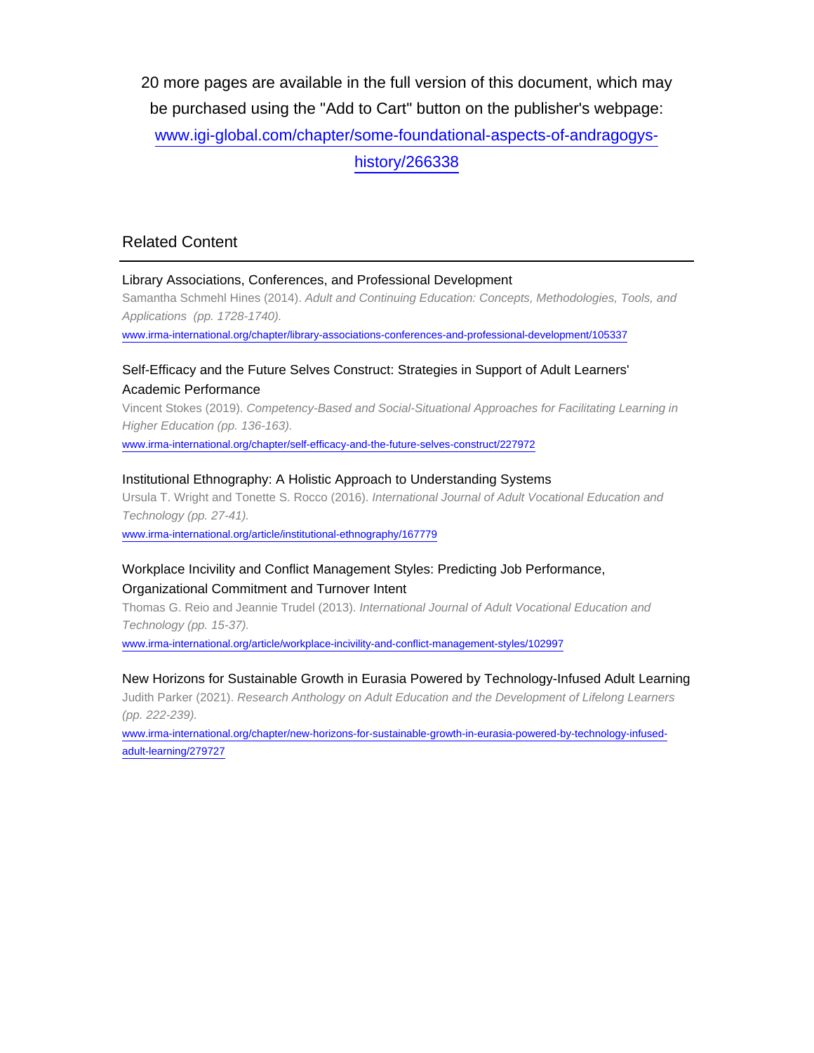20 more pages are available in the full version of this document, which may be purchased using the "Add to Cart" button on the publisher's webpage: www.igi-global.com/chapter/some-foundational-aspects-of-andragogys-history/266338

## Related Content

**Library Associations, Conferences, and Professional Development**
Samantha Schmehl Hines (2014). *Adult and Continuing Education: Concepts, Methodologies, Tools, and Applications (pp. 1728-1740).*
www.irma-international.org/chapter/library-associations-conferences-and-professional-development/105337

**Self-Efficacy and the Future Selves Construct: Strategies in Support of Adult Learners' Academic Performance**
Vincent Stokes (2019). *Competency-Based and Social-Situational Approaches for Facilitating Learning in Higher Education (pp. 136-163).*
www.irma-international.org/chapter/self-efficacy-and-the-future-selves-construct/227972

**Institutional Ethnography: A Holistic Approach to Understanding Systems**
Ursula T. Wright and Tonette S. Rocco (2016). *International Journal of Adult Vocational Education and Technology (pp. 27-41).*
www.irma-international.org/article/institutional-ethnography/167779

**Workplace Incivility and Conflict Management Styles: Predicting Job Performance, Organizational Commitment and Turnover Intent**
Thomas G. Reio and Jeannie Trudel (2013). *International Journal of Adult Vocational Education and Technology (pp. 15-37).*
www.irma-international.org/article/workplace-incivility-and-conflict-management-styles/102997

**New Horizons for Sustainable Growth in Eurasia Powered by Technology-Infused Adult Learning**
Judith Parker (2021). *Research Anthology on Adult Education and the Development of Lifelong Learners (pp. 222-239).*
www.irma-international.org/chapter/new-horizons-for-sustainable-growth-in-eurasia-powered-by-technology-infused-adult-learning/279727